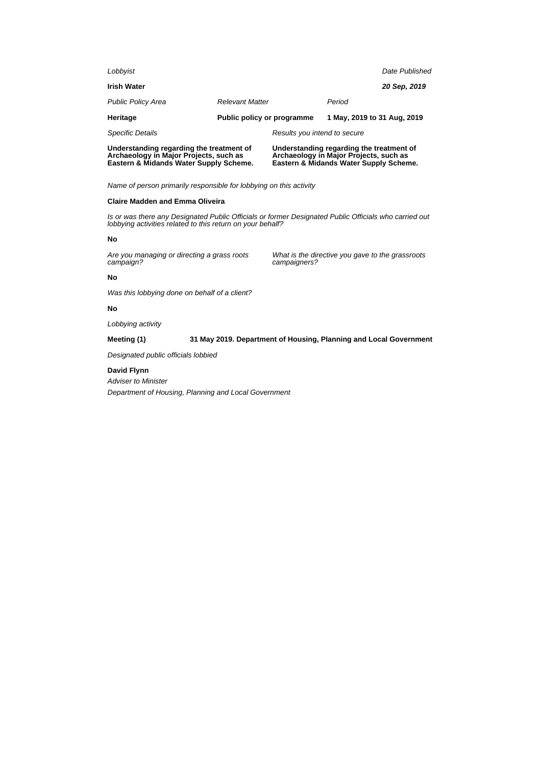*Lobbyist*

**Irish Water**

*Date Published*

***20 Sep, 2019***

| *Public Policy Area* | *Relevant Matter* | *Period* |
|---|---|---|
| **Heritage** | **Public policy or programme** | **1 May, 2019 to 31 Aug, 2019** |

*Specific Details*

**Understanding regarding the treatment of Archaeology in Major Projects, such as Eastern & Midands Water Supply Scheme.**

*Results you intend to secure*

**Understanding regarding the treatment of Archaeology in Major Projects, such as Eastern & Midands Water Supply Scheme.**

*Name of person primarily responsible for lobbying on this activity*

**Claire Madden and Emma Oliveira**

*Is or was there any Designated Public Officials or former Designated Public Officials who carried out lobbying activities related to this return on your behalf?*

**No**

*Are you managing or directing a grass roots campaign?*

**No**

*What is the directive you gave to the grassroots campaigners?*

*Was this lobbying done on behalf of a client?*

**No**

*Lobbying activity*

**Meeting (1)** **31 May 2019. Department of Housing, Planning and Local Government**

*Designated public officials lobbied*

**David Flynn**

*Adviser to Minister*

*Department of Housing, Planning and Local Government*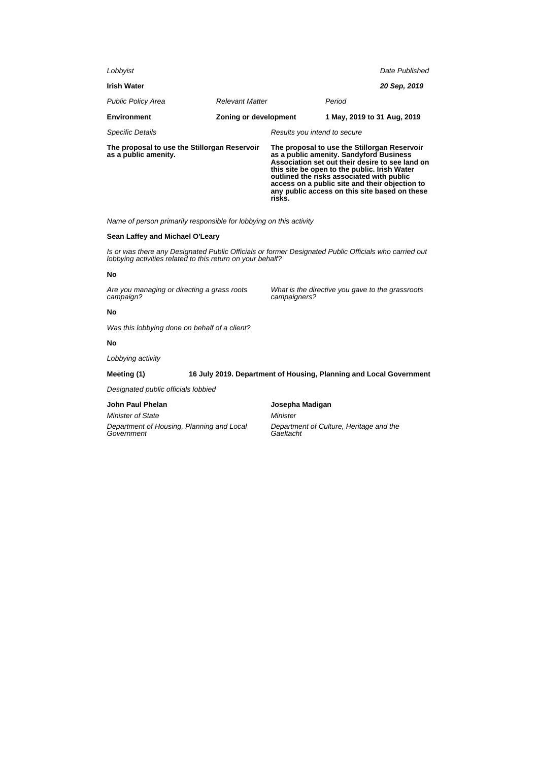*Lobbyist*

**Irish Water**

*Date Published*

***20 Sep, 2019***

| *Public Policy Area* | *Relevant Matter* | *Period* |
|---|---|---|
| **Environment** | **Zoning or development** | **1 May, 2019 to 31 Aug, 2019** |

| *Specific Details* | *Results you intend to secure* |
|---|---|
| **The proposal to use the Stillorgan Reservoir as a public amenity.** | **The proposal to use the Stillorgan Reservoir as a public amenity. Sandyford Business Association set out their desire to see land on this site be open to the public. Irish Water outlined the risks associated with public access on a public site and their objection to any public access on this site based on these risks.** |

*Name of person primarily responsible for lobbying on this activity*

**Sean Laffey and Michael O'Leary**

*Is or was there any Designated Public Officials or former Designated Public Officials who carried out lobbying activities related to this return on your behalf?*

**No**

| *Are you managing or directing a grass roots campaign?* | *What is the directive you gave to the grassroots campaigners?* |
|---|---|
| **No** | |

*Was this lobbying done on behalf of a client?*

**No**

*Lobbying activity*

**Meeting (1)** **16 July 2019. Department of Housing, Planning and Local Government**

*Designated public officials lobbied*

| **John Paul Phelan** | **Josepha Madigan** |
|---|---|
| *Minister of State* | *Minister* |
| *Department of Housing, Planning and Local Government* | *Department of Culture, Heritage and the Gaeltacht* |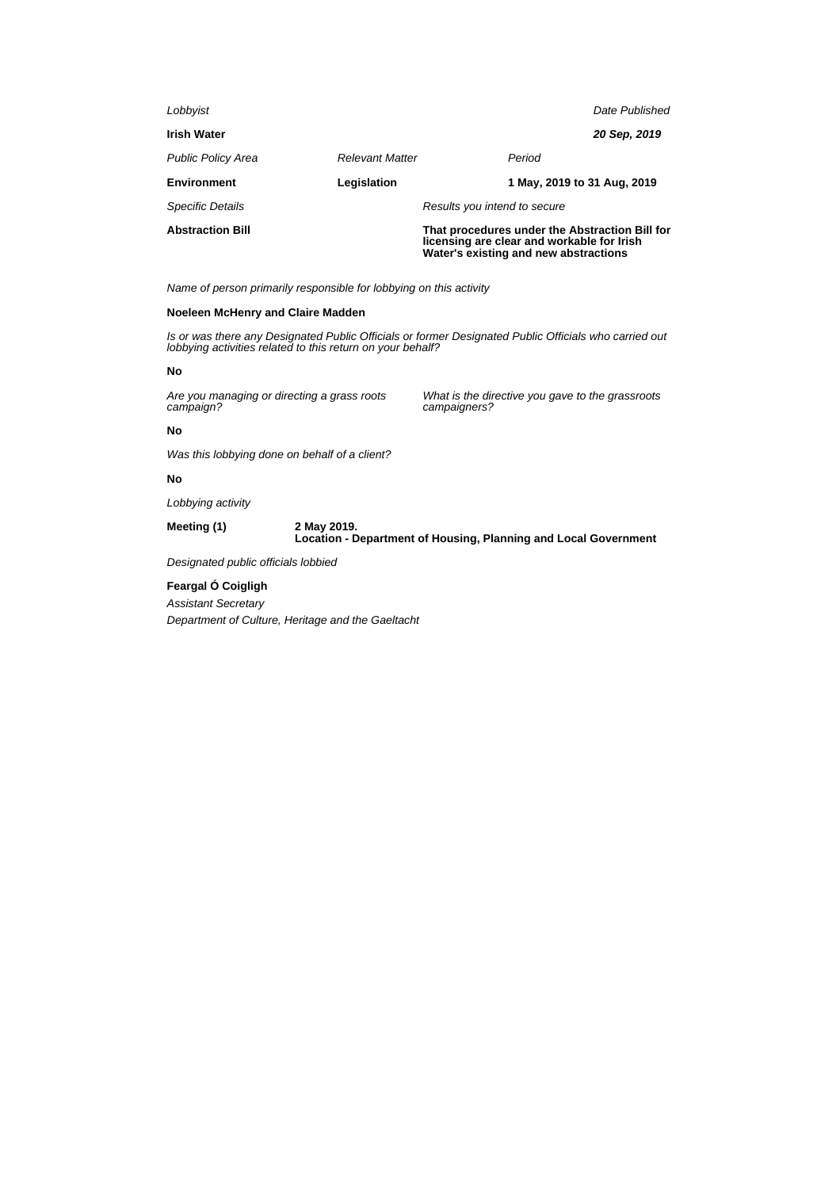*Lobbyist*

**Irish Water**

*Date Published*

***20 Sep, 2019***

| *Public Policy Area* | *Relevant Matter* | *Period* |
| --- | --- | --- |
| **Environment** | **Legislation** | **1 May, 2019 to 31 Aug, 2019** |

| *Specific Details* | *Results you intend to secure* |
| --- | --- |
| **Abstraction Bill** | **That procedures under the Abstraction Bill for licensing are clear and workable for Irish Water's existing and new abstractions** |

*Name of person primarily responsible for lobbying on this activity*

**Noeleen McHenry and Claire Madden**

*Is or was there any Designated Public Officials or former Designated Public Officials who carried out lobbying activities related to this return on your behalf?*

**No**

*Are you managing or directing a grass roots campaign?*

*What is the directive you gave to the grassroots campaigners?*

**No**

*Was this lobbying done on behalf of a client?*

**No**

*Lobbying activity*

**Meeting (1)** **2 May 2019.**
**Location - Department of Housing, Planning and Local Government**

*Designated public officials lobbied*

**Feargal Ó Coigligh**

*Assistant Secretary*

*Department of Culture, Heritage and the Gaeltacht*